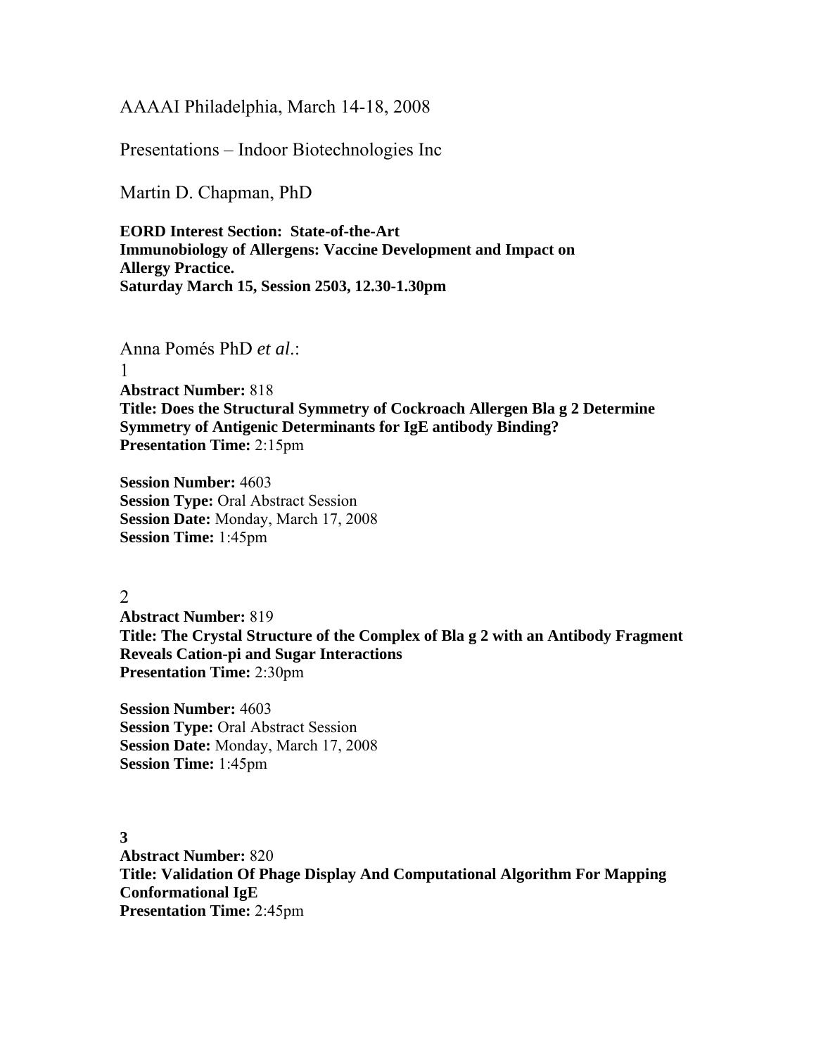AAAAI Philadelphia, March 14-18, 2008

Presentations – Indoor Biotechnologies Inc

Martin D. Chapman, PhD

**EORD Interest Section: State-of-the-Art**
**Immunobiology of Allergens: Vaccine Development and Impact on Allergy Practice.**
**Saturday March 15, Session 2503, 12.30-1.30pm**

Anna Pomés PhD *et al*.:

1

**Abstract Number:** 818
**Title: Does the Structural Symmetry of Cockroach Allergen Bla g 2 Determine Symmetry of Antigenic Determinants for IgE antibody Binding?**
**Presentation Time:** 2:15pm

**Session Number:** 4603
**Session Type:** Oral Abstract Session
**Session Date:** Monday, March 17, 2008
**Session Time:** 1:45pm

2

**Abstract Number:** 819
**Title: The Crystal Structure of the Complex of Bla g 2 with an Antibody Fragment Reveals Cation-pi and Sugar Interactions**
**Presentation Time:** 2:30pm

**Session Number:** 4603
**Session Type:** Oral Abstract Session
**Session Date:** Monday, March 17, 2008
**Session Time:** 1:45pm

**3**

**Abstract Number:** 820
**Title: Validation Of Phage Display And Computational Algorithm For Mapping Conformational IgE**
**Presentation Time:** 2:45pm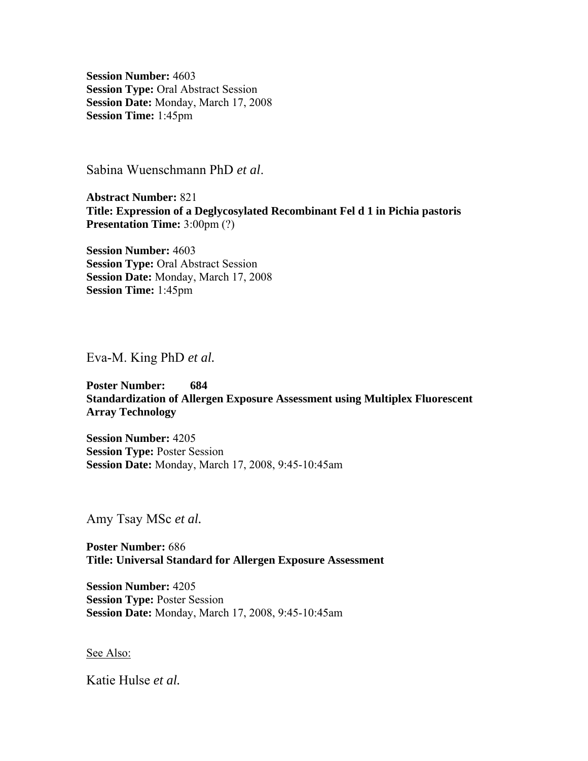**Session Number:** 4603
**Session Type:** Oral Abstract Session
**Session Date:** Monday, March 17, 2008
**Session Time:** 1:45pm

Sabina Wuenschmann PhD *et al*.

**Abstract Number:** 821
**Title: Expression of a Deglycosylated Recombinant Fel d 1 in Pichia pastoris**
**Presentation Time:** 3:00pm (?)

**Session Number:** 4603
**Session Type:** Oral Abstract Session
**Session Date:** Monday, March 17, 2008
**Session Time:** 1:45pm

Eva-M. King PhD *et al.*

**Poster Number: 684**
**Standardization of Allergen Exposure Assessment using Multiplex Fluorescent Array Technology**

**Session Number:** 4205
**Session Type:** Poster Session
**Session Date:** Monday, March 17, 2008, 9:45-10:45am

Amy Tsay MSc *et al.*

**Poster Number:** 686
**Title: Universal Standard for Allergen Exposure Assessment**

**Session Number:** 4205
**Session Type:** Poster Session
**Session Date:** Monday, March 17, 2008, 9:45-10:45am

See Also:

Katie Hulse *et al.*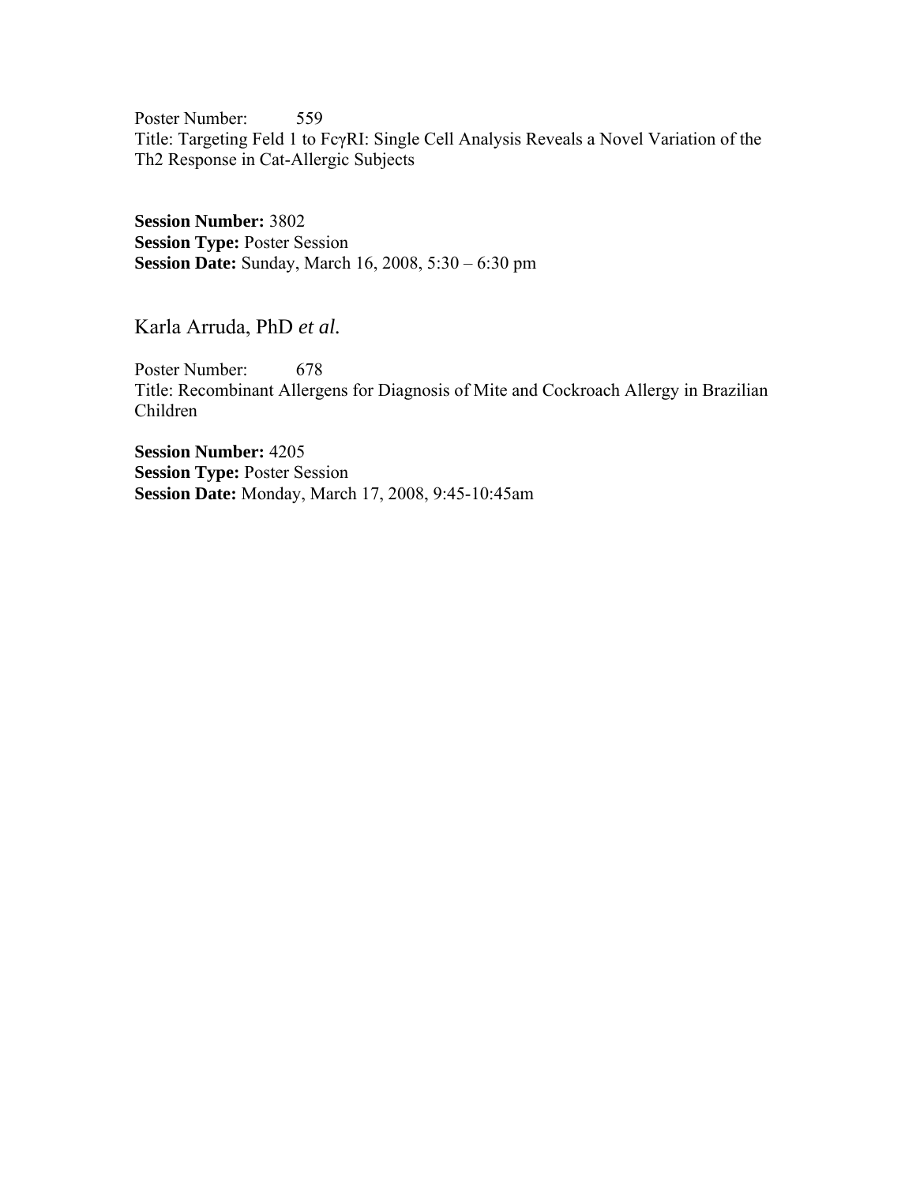Poster Number: 559

Title: Targeting Feld 1 to FcγRI: Single Cell Analysis Reveals a Novel Variation of the Th2 Response in Cat-Allergic Subjects

**Session Number:** 3802
**Session Type:** Poster Session
**Session Date:** Sunday, March 16, 2008, 5:30 – 6:30 pm

Karla Arruda, PhD *et al.*

Poster Number: 678

Title: Recombinant Allergens for Diagnosis of Mite and Cockroach Allergy in Brazilian Children

**Session Number:** 4205
**Session Type:** Poster Session
**Session Date:** Monday, March 17, 2008, 9:45-10:45am